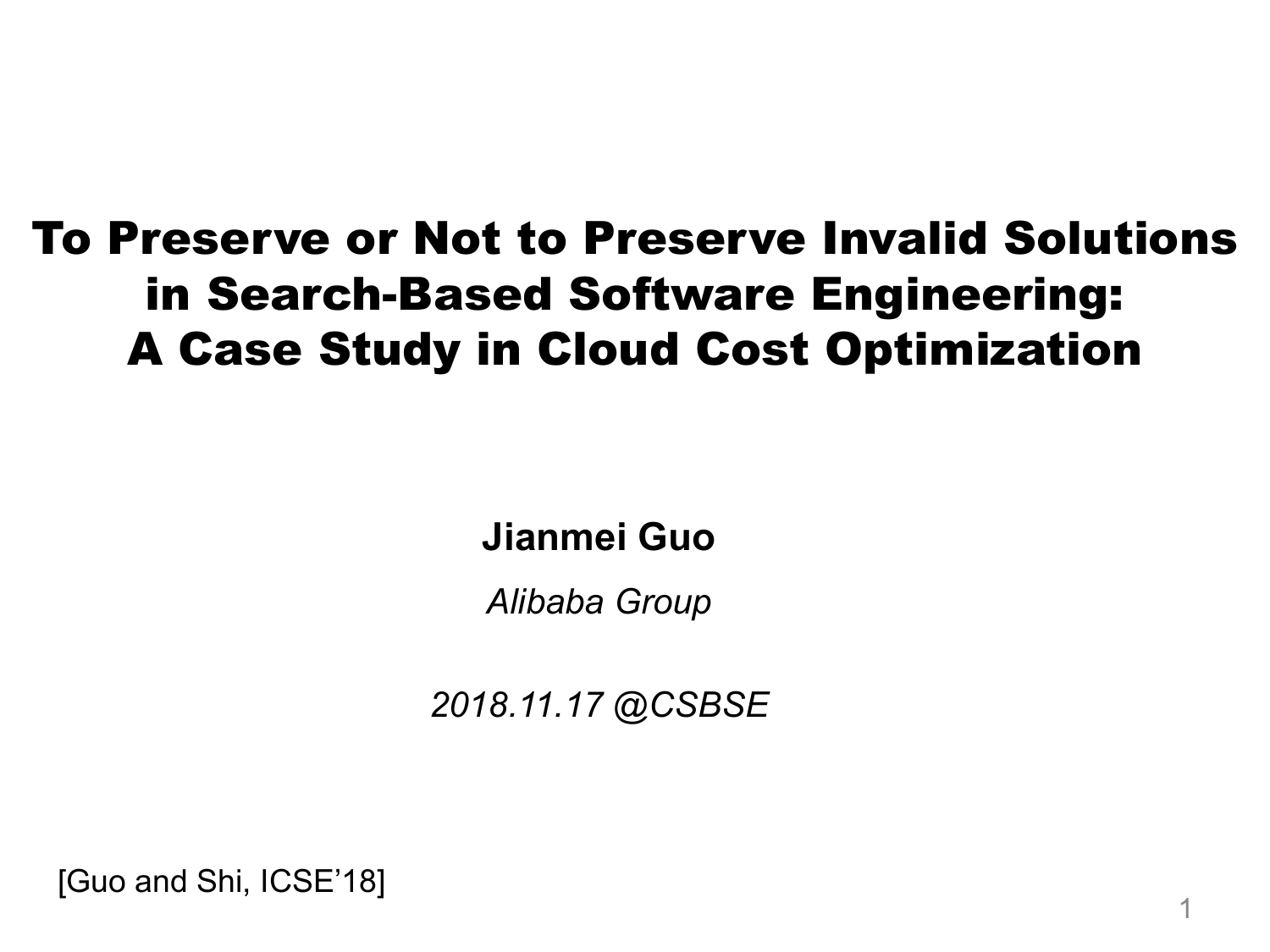# To Preserve or Not to Preserve Invalid Solutions in Search-Based Software Engineering: A Case Study in Cloud Cost Optimization

**Jianmei Guo**

*Alibaba Group*

*2018.11.17 @CSBSE*

[Guo and Shi, ICSE'18]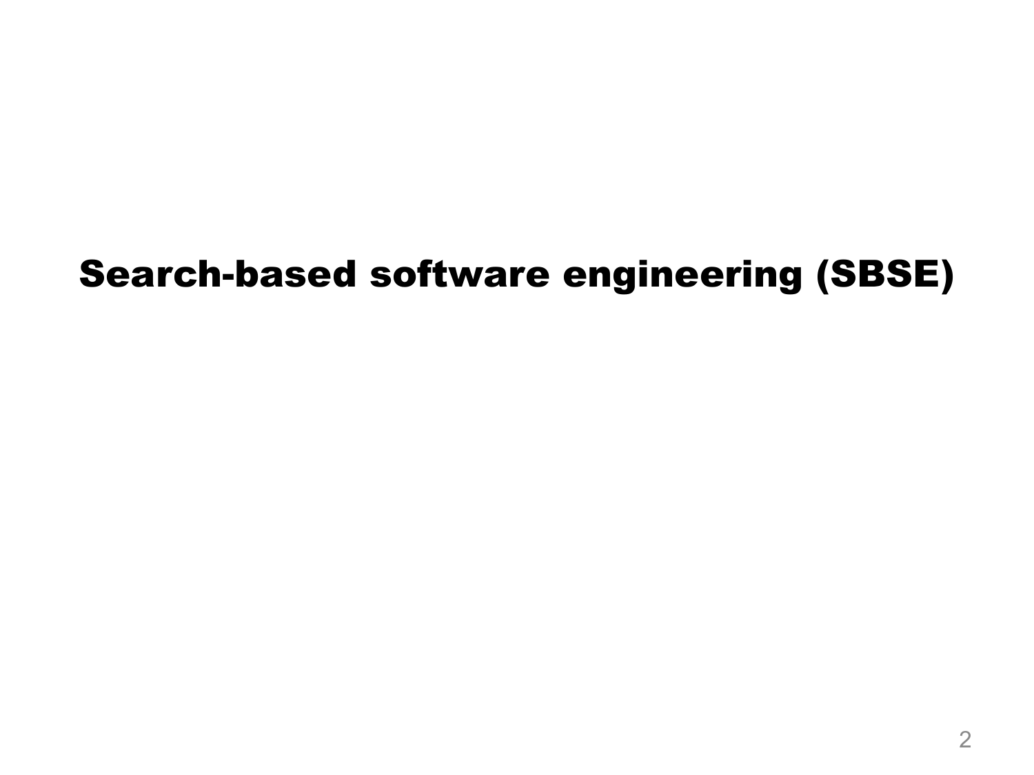# Search-based software engineering (SBSE)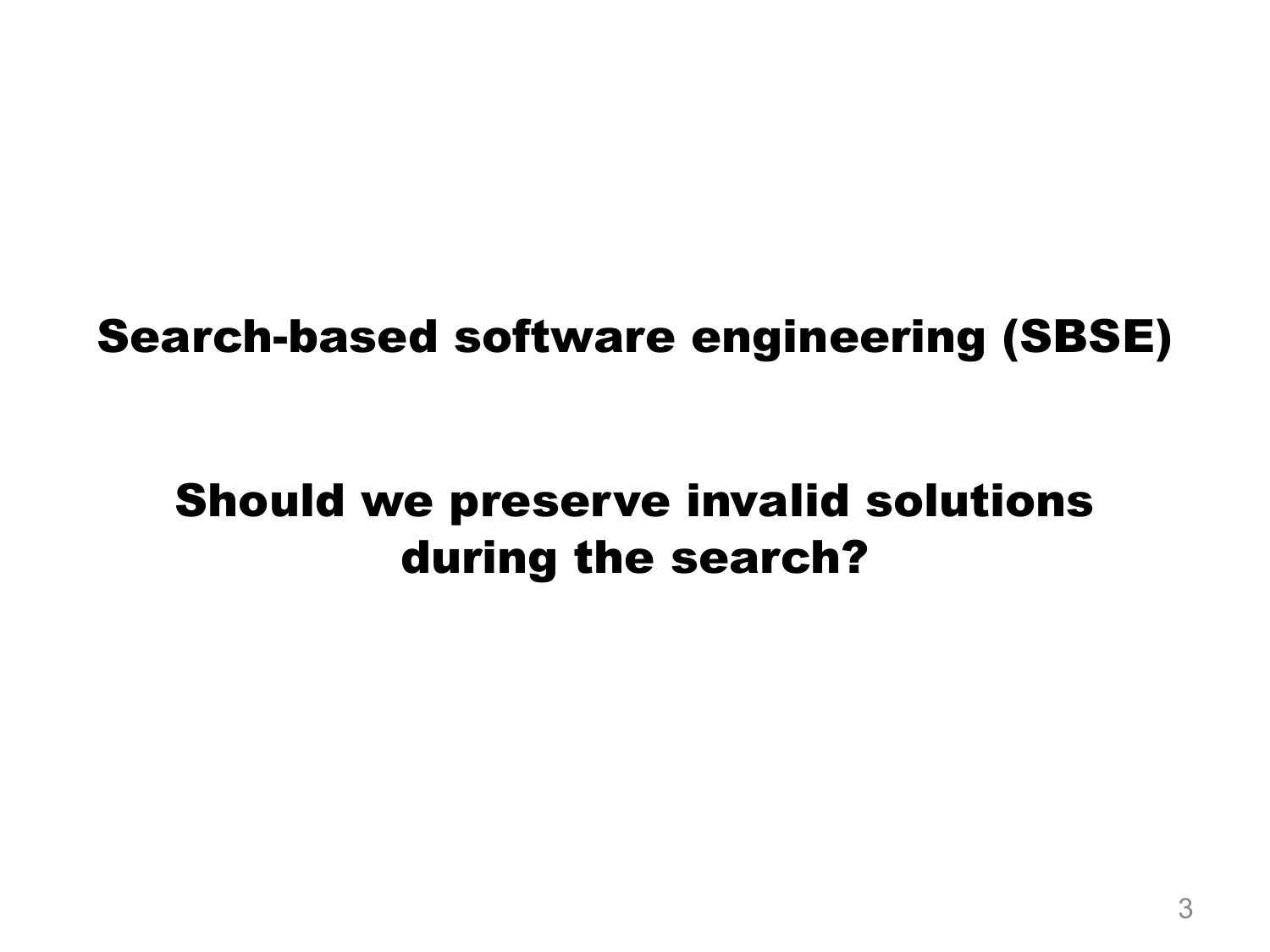**Search-based software engineering (SBSE)**

**Should we preserve invalid solutions during the search?**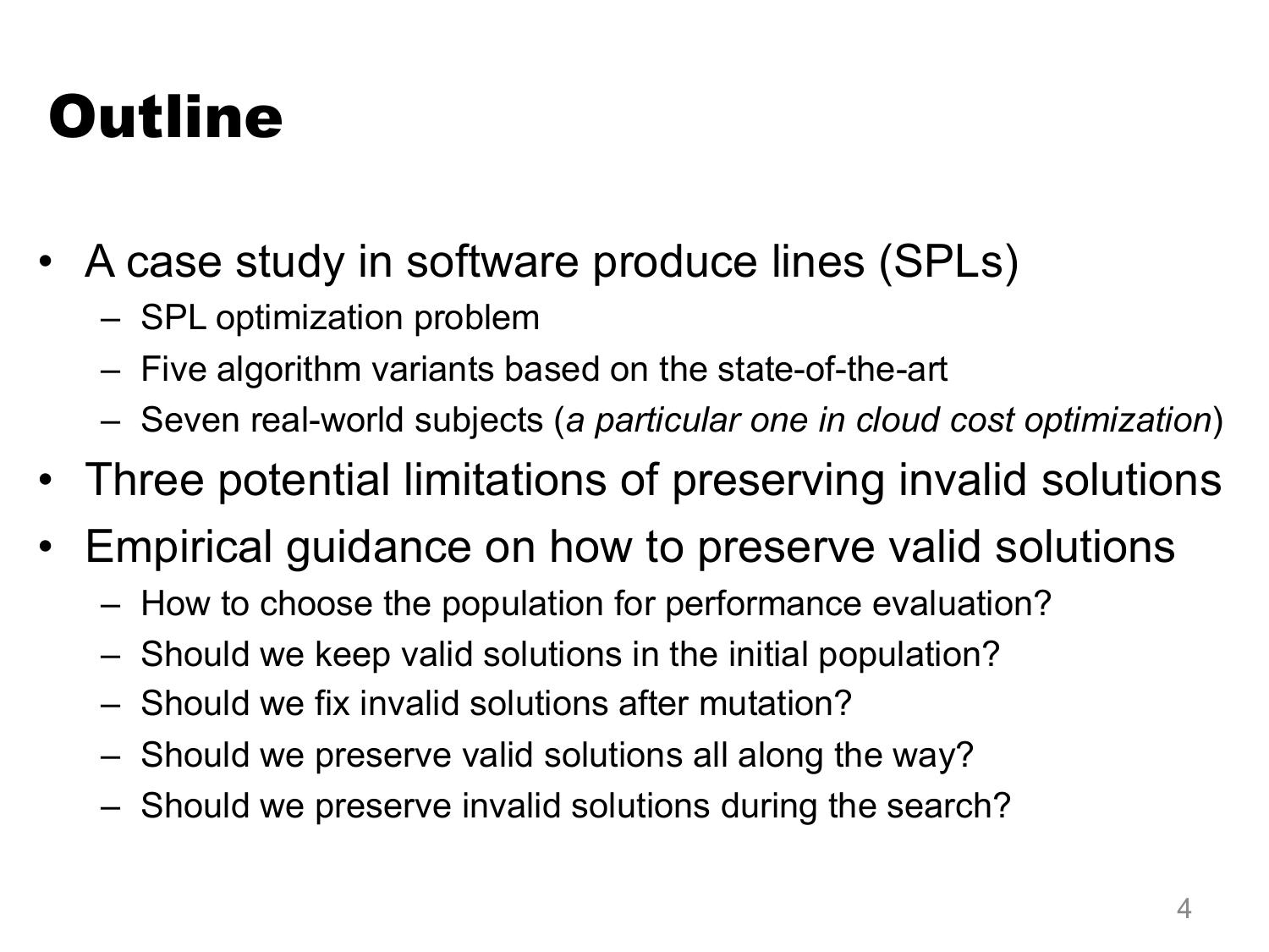# Outline

- A case study in software produce lines (SPLs)
  - SPL optimization problem
  - Five algorithm variants based on the state-of-the-art
  - Seven real-world subjects (*a particular one in cloud cost optimization*)
- Three potential limitations of preserving invalid solutions
- Empirical guidance on how to preserve valid solutions
  - How to choose the population for performance evaluation?
  - Should we keep valid solutions in the initial population?
  - Should we fix invalid solutions after mutation?
  - Should we preserve valid solutions all along the way?
  - Should we preserve invalid solutions during the search?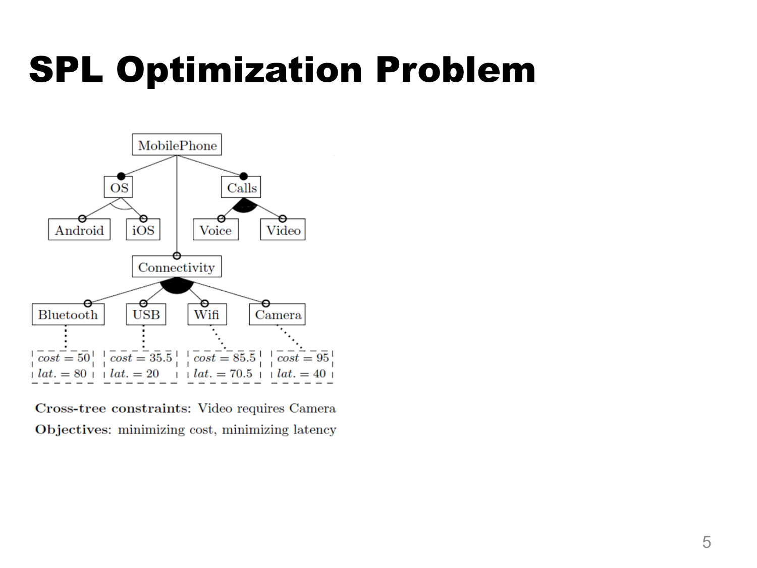# SPL Optimization Problem

MobilePhone

OS

Calls

Android

iOS

Voice

Video

Connectivity

Bluetooth

USB

Wifi

Camera

| Bluetooth | USB | Wifi | Camera |
| --- | --- | --- | --- |
| *cost* = 50 | *cost* = 35.5 | *cost* = 85.5 | *cost* = 95 |
| *lat.* = 80 | *lat.* = 20 | *lat.* = 70.5 | *lat.* = 40 |

**Cross-tree constraints:** Video requires Camera

**Objectives:** minimizing cost, minimizing latency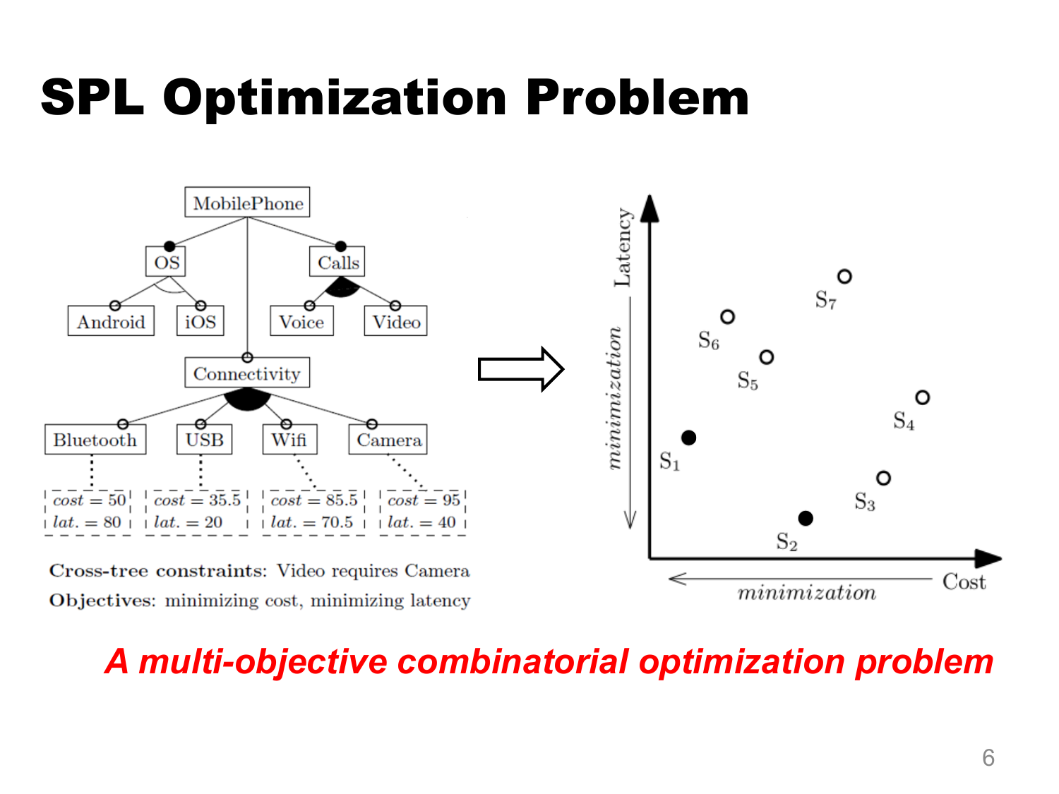# SPL Optimization Problem

MobilePhone

OS — Android, iOS

Calls — Voice, Video

Connectivity — Bluetooth, USB, Wifi, Camera

| Bluetooth | USB | Wifi | Camera |
|---|---|---|---|
| *cost* = 50 | *cost* = 35.5 | *cost* = 85.5 | *cost* = 95 |
| *lat.* = 80 | *lat.* = 20 | *lat.* = 70.5 | *lat.* = 40 |

**Cross-tree constraints:** Video requires Camera

**Objectives:** minimizing cost, minimizing latency

Latency (*minimization*) vs. Cost (*minimization*): $S_1$, $S_2$, $S_3$, $S_4$, $S_5$, $S_6$, $S_7$

***A multi-objective combinatorial optimization problem***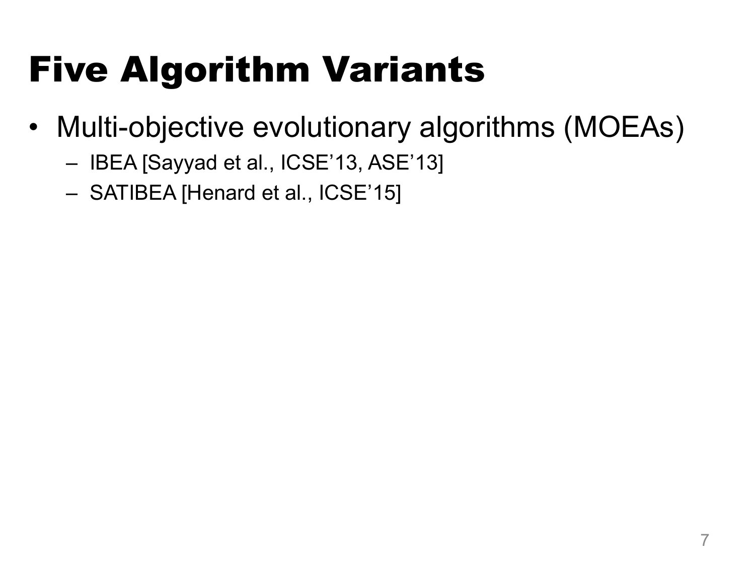# Five Algorithm Variants

- Multi-objective evolutionary algorithms (MOEAs)
  - IBEA [Sayyad et al., ICSE'13, ASE'13]
  - SATIBEA [Henard et al., ICSE'15]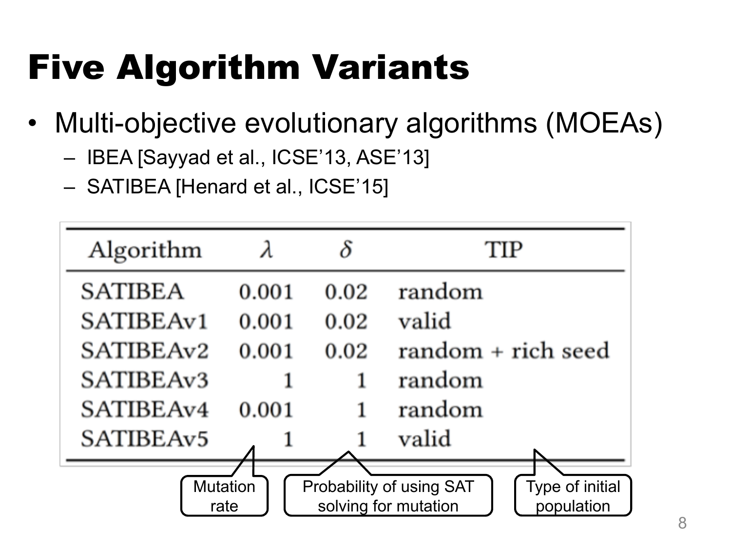# Five Algorithm Variants

- Multi-objective evolutionary algorithms (MOEAs)
  - IBEA [Sayyad et al., ICSE'13, ASE'13]
  - SATIBEA [Henard et al., ICSE'15]

| Algorithm | $\lambda$ | $\delta$ | TIP |
|---|---|---|---|
| SATIBEA | 0.001 | 0.02 | random |
| SATIBEAv1 | 0.001 | 0.02 | valid |
| SATIBEAv2 | 0.001 | 0.02 | random + rich seed |
| SATIBEAv3 | 1 | 1 | random |
| SATIBEAv4 | 0.001 | 1 | random |
| SATIBEAv5 | 1 | 1 | valid |

$\lambda$: Mutation rate

$\delta$: Probability of using SAT solving for mutation

TIP: Type of initial population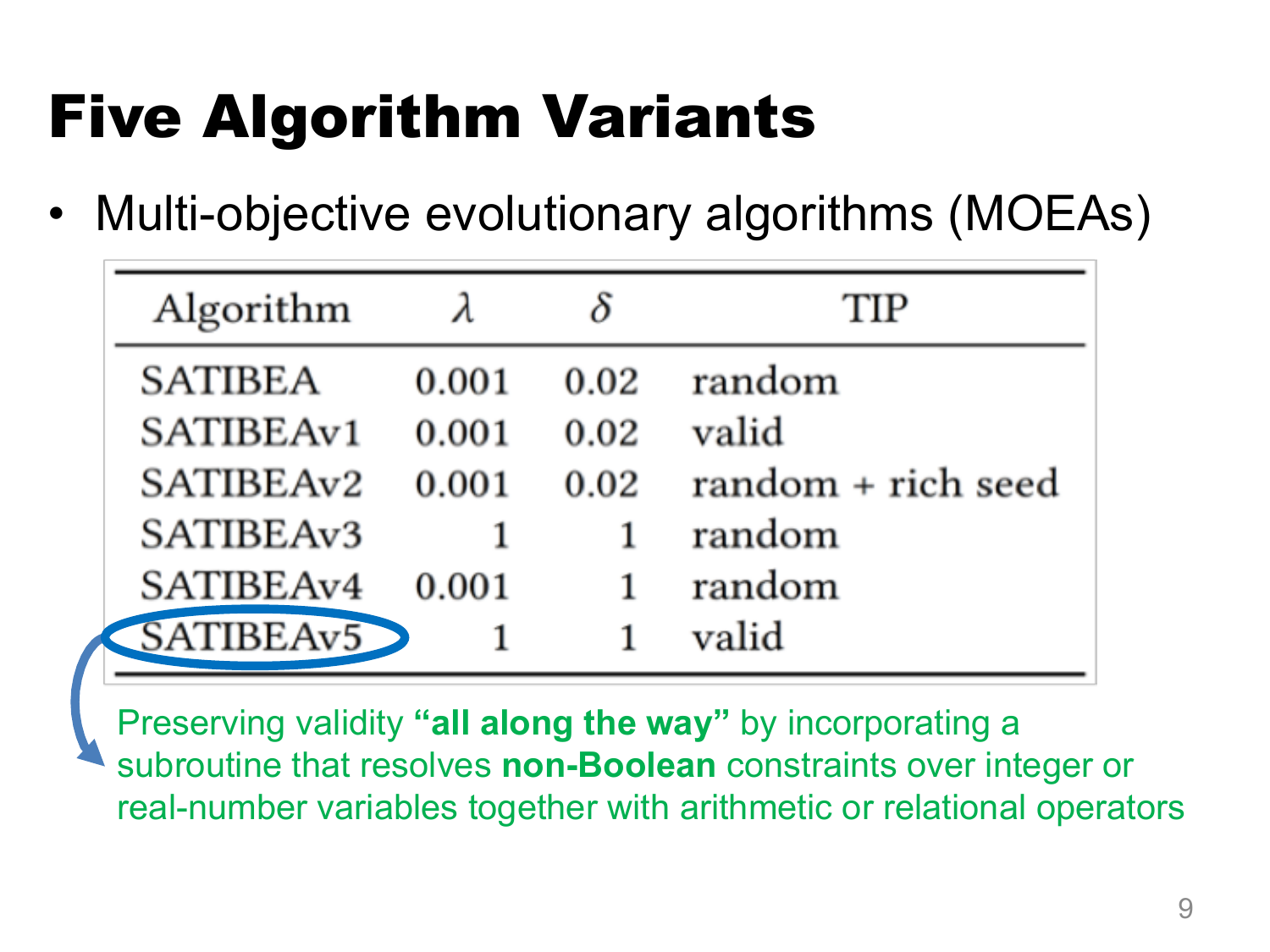# Five Algorithm Variants

- Multi-objective evolutionary algorithms (MOEAs)

| Algorithm | $\lambda$ | $\delta$ | TIP |
|---|---|---|---|
| SATIBEA | 0.001 | 0.02 | random |
| SATIBEAv1 | 0.001 | 0.02 | valid |
| SATIBEAv2 | 0.001 | 0.02 | random + rich seed |
| SATIBEAv3 | 1 | 1 | random |
| SATIBEAv4 | 0.001 | 1 | random |
| SATIBEAv5 | 1 | 1 | valid |

Preserving validity **"all along the way"** by incorporating a subroutine that resolves **non-Boolean** constraints over integer or real-number variables together with arithmetic or relational operators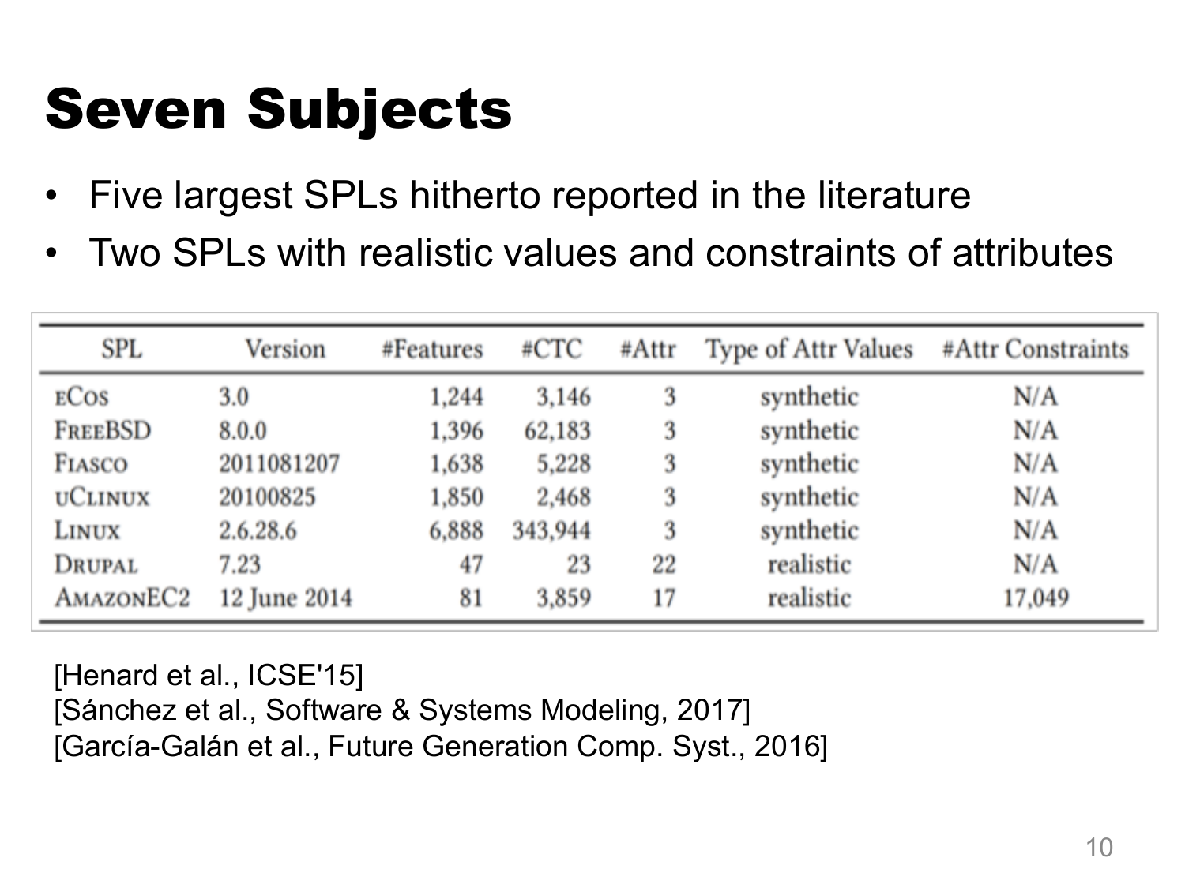# Seven Subjects

- Five largest SPLs hitherto reported in the literature
- Two SPLs with realistic values and constraints of attributes

| SPL | Version | #Features | #CTC | #Attr | Type of Attr Values | #Attr Constraints |
|---|---|---|---|---|---|---|
| eCos | 3.0 | 1,244 | 3,146 | 3 | synthetic | N/A |
| FreeBSD | 8.0.0 | 1,396 | 62,183 | 3 | synthetic | N/A |
| Fiasco | 2011081207 | 1,638 | 5,228 | 3 | synthetic | N/A |
| uClinux | 20100825 | 1,850 | 2,468 | 3 | synthetic | N/A |
| Linux | 2.6.28.6 | 6,888 | 343,944 | 3 | synthetic | N/A |
| Drupal | 7.23 | 47 | 23 | 22 | realistic | N/A |
| AmazonEC2 | 12 June 2014 | 81 | 3,859 | 17 | realistic | 17,049 |

[Henard et al., ICSE'15]
[Sánchez et al., Software & Systems Modeling, 2017]
[García-Galán et al., Future Generation Comp. Syst., 2016]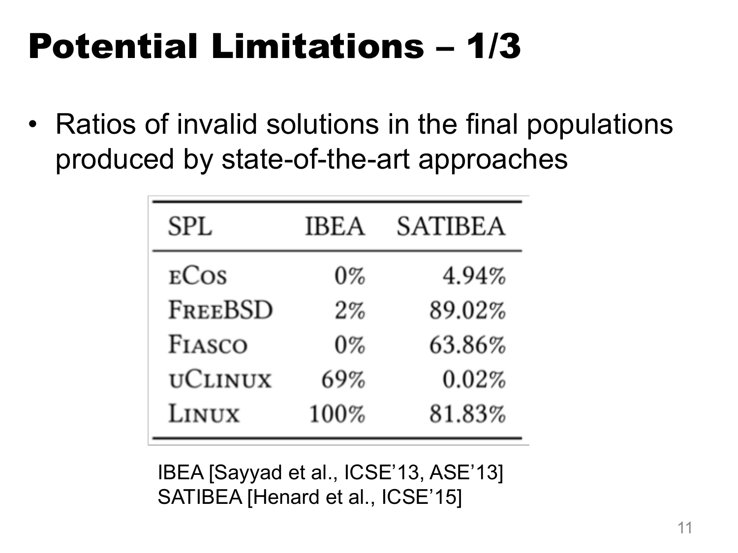# Potential Limitations – 1/3

- Ratios of invalid solutions in the final populations produced by state-of-the-art approaches

| SPL | IBEA | SATIBEA |
|---|---:|---:|
| eCos | 0% | 4.94% |
| FreeBSD | 2% | 89.02% |
| Fiasco | 0% | 63.86% |
| uClinux | 69% | 0.02% |
| Linux | 100% | 81.83% |

IBEA [Sayyad et al., ICSE'13, ASE'13]
SATIBEA [Henard et al., ICSE'15]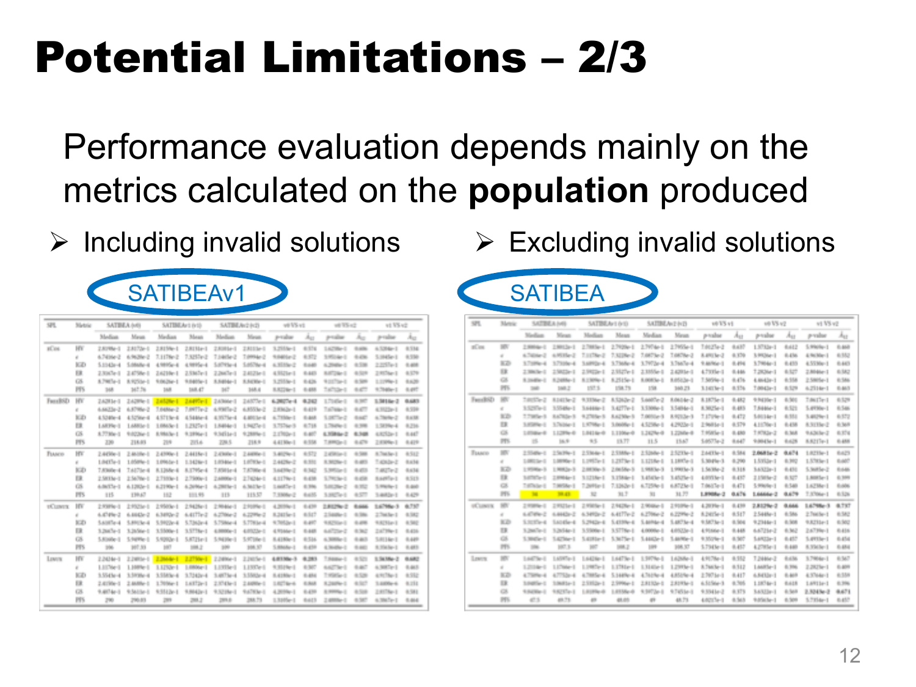# Potential Limitations – 2/3

Performance evaluation depends mainly on the metrics calculated on the **population** produced

- Including invalid solutions
- Excluding invalid solutions

SATIBEAv1

SATIBEA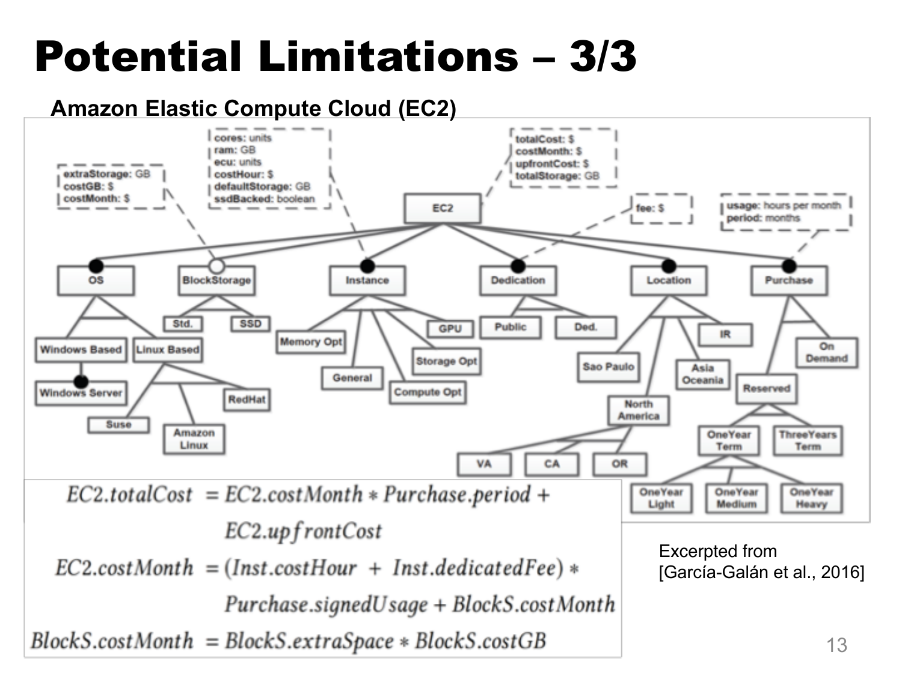# Potential Limitations – 3/3

**Amazon Elastic Compute Cloud (EC2)**

$$EC2.totalCost = EC2.costMonth * Purchase.period + EC2.upfrontCost$$

$$EC2.costMonth = (Inst.costHour + Inst.dedicatedFee) * Purchase.signedUsage + BlockS.costMonth$$

$$BlockS.costMonth = BlockS.extraSpace * BlockS.costGB$$

Excerpted from [García-Galán et al., 2016]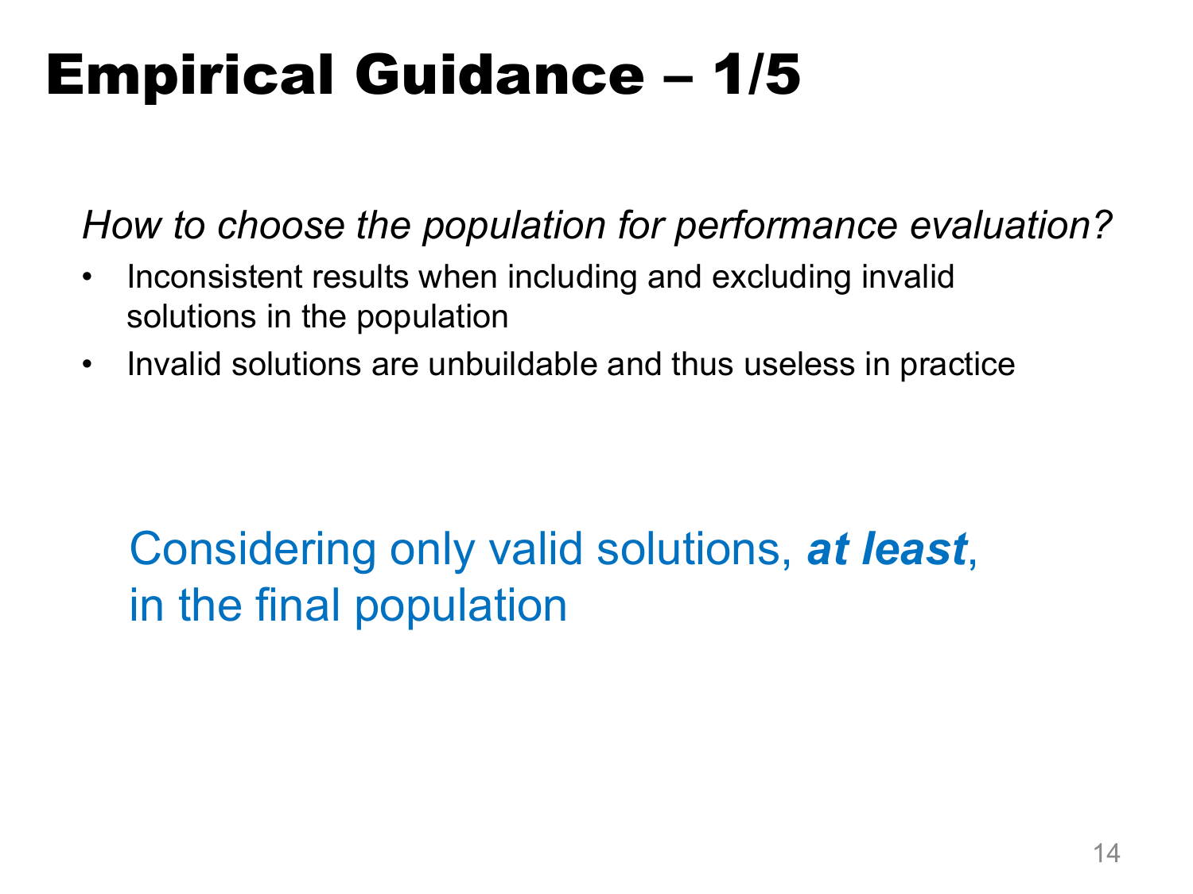# Empirical Guidance – 1/5

*How to choose the population for performance evaluation?*

- Inconsistent results when including and excluding invalid solutions in the population
- Invalid solutions are unbuildable and thus useless in practice

Considering only valid solutions, ***at least***, in the final population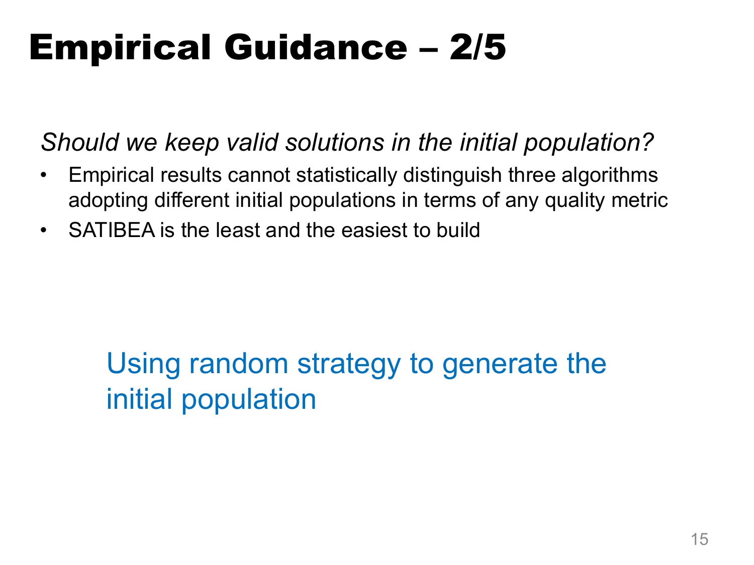# Empirical Guidance – 2/5

*Should we keep valid solutions in the initial population?*

- Empirical results cannot statistically distinguish three algorithms adopting different initial populations in terms of any quality metric
- SATIBEA is the least and the easiest to build

Using random strategy to generate the initial population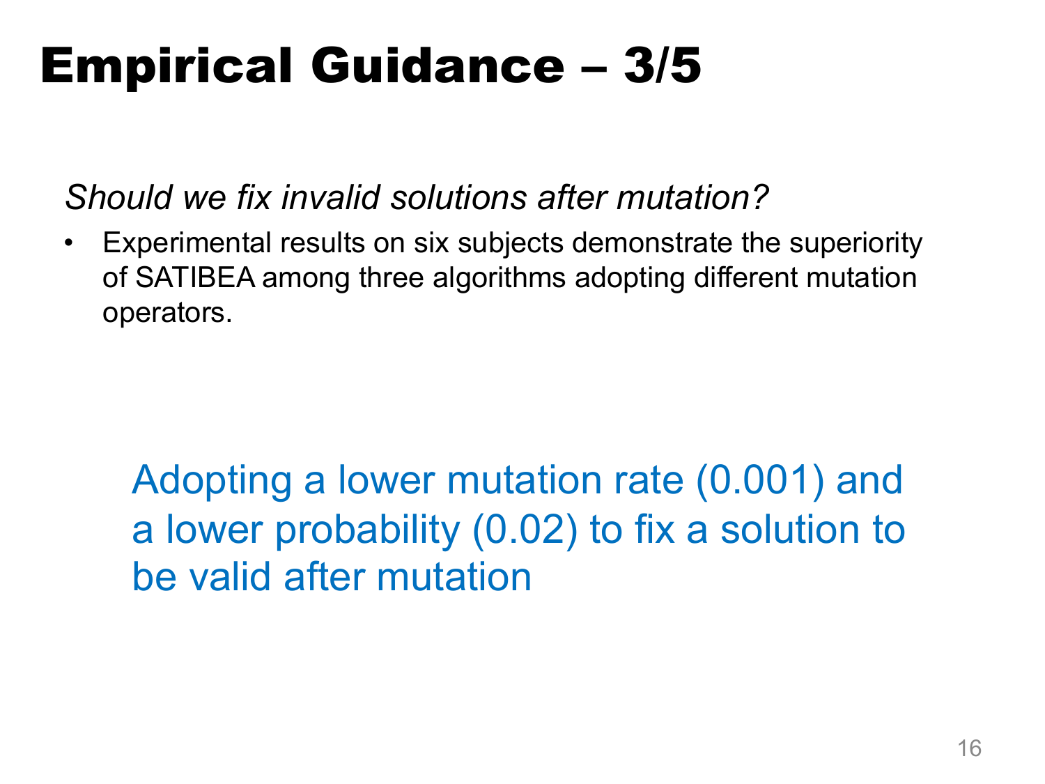# Empirical Guidance – 3/5

*Should we fix invalid solutions after mutation?*

- Experimental results on six subjects demonstrate the superiority of SATIBEA among three algorithms adopting different mutation operators.

Adopting a lower mutation rate (0.001) and a lower probability (0.02) to fix a solution to be valid after mutation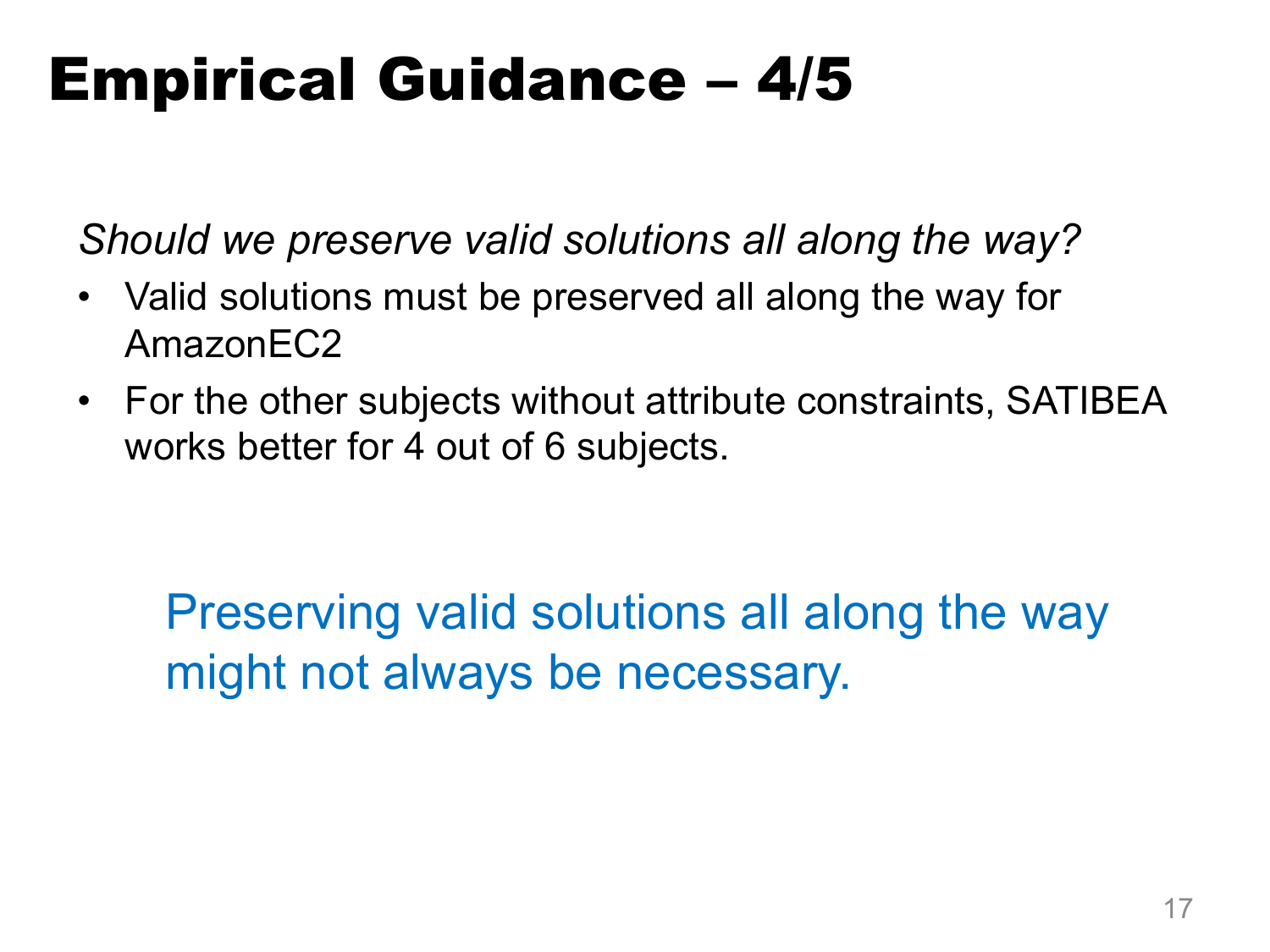# Empirical Guidance – 4/5

*Should we preserve valid solutions all along the way?*

- Valid solutions must be preserved all along the way for AmazonEC2
- For the other subjects without attribute constraints, SATIBEA works better for 4 out of 6 subjects.

Preserving valid solutions all along the way might not always be necessary.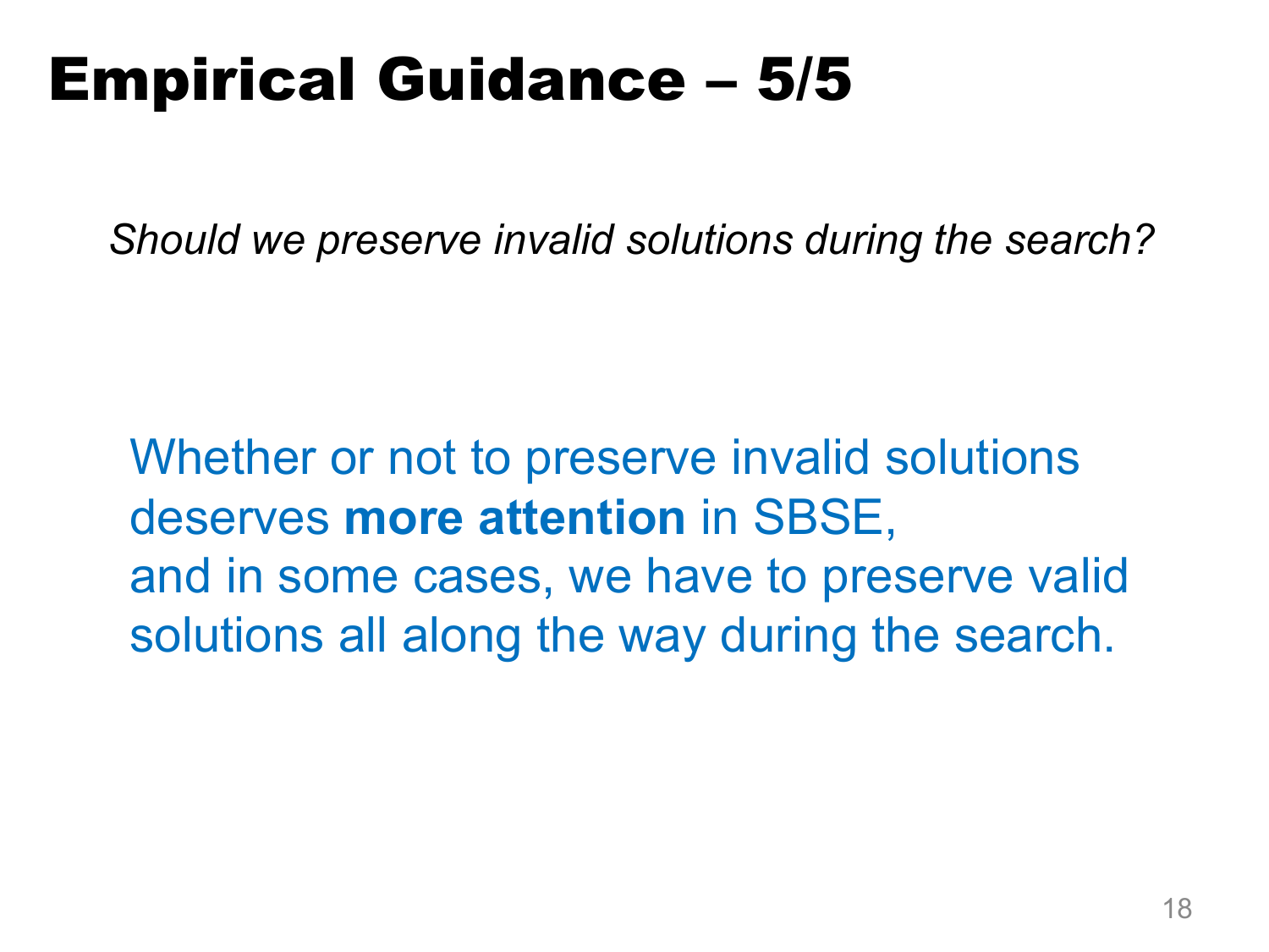# Empirical Guidance – 5/5

*Should we preserve invalid solutions during the search?*

Whether or not to preserve invalid solutions deserves **more attention** in SBSE,
and in some cases, we have to preserve valid solutions all along the way during the search.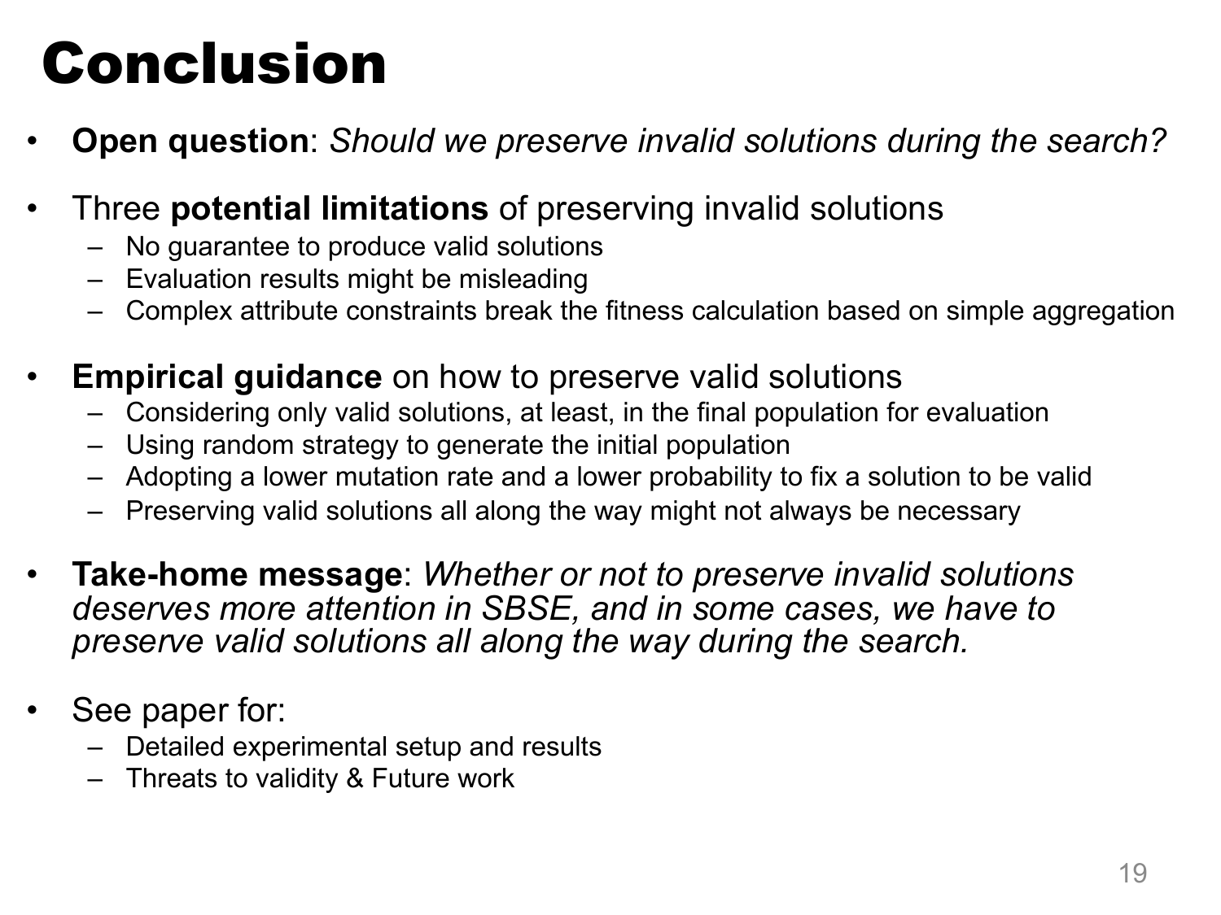# Conclusion

- **Open question**: *Should we preserve invalid solutions during the search?*
- Three **potential limitations** of preserving invalid solutions
  - No guarantee to produce valid solutions
  - Evaluation results might be misleading
  - Complex attribute constraints break the fitness calculation based on simple aggregation
- **Empirical guidance** on how to preserve valid solutions
  - Considering only valid solutions, at least, in the final population for evaluation
  - Using random strategy to generate the initial population
  - Adopting a lower mutation rate and a lower probability to fix a solution to be valid
  - Preserving valid solutions all along the way might not always be necessary
- **Take-home message**: *Whether or not to preserve invalid solutions deserves more attention in SBSE, and in some cases, we have to preserve valid solutions all along the way during the search.*
- See paper for:
  - Detailed experimental setup and results
  - Threats to validity & Future work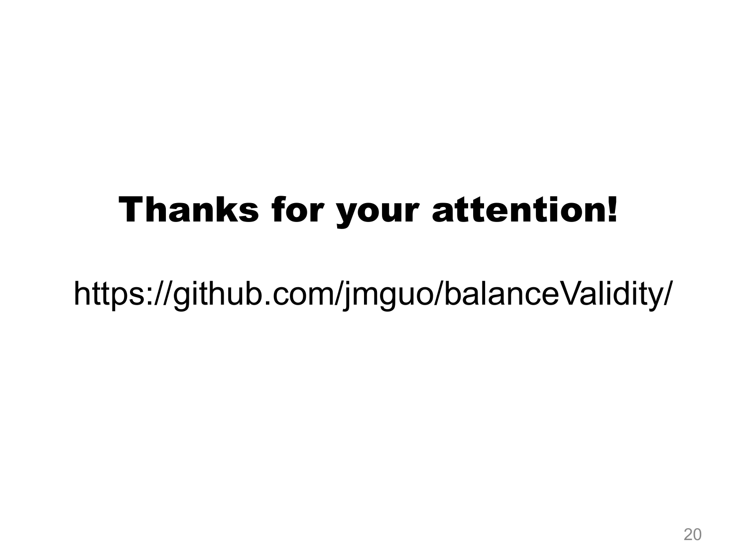# Thanks for your attention!

https://github.com/jmguo/balanceValidity/